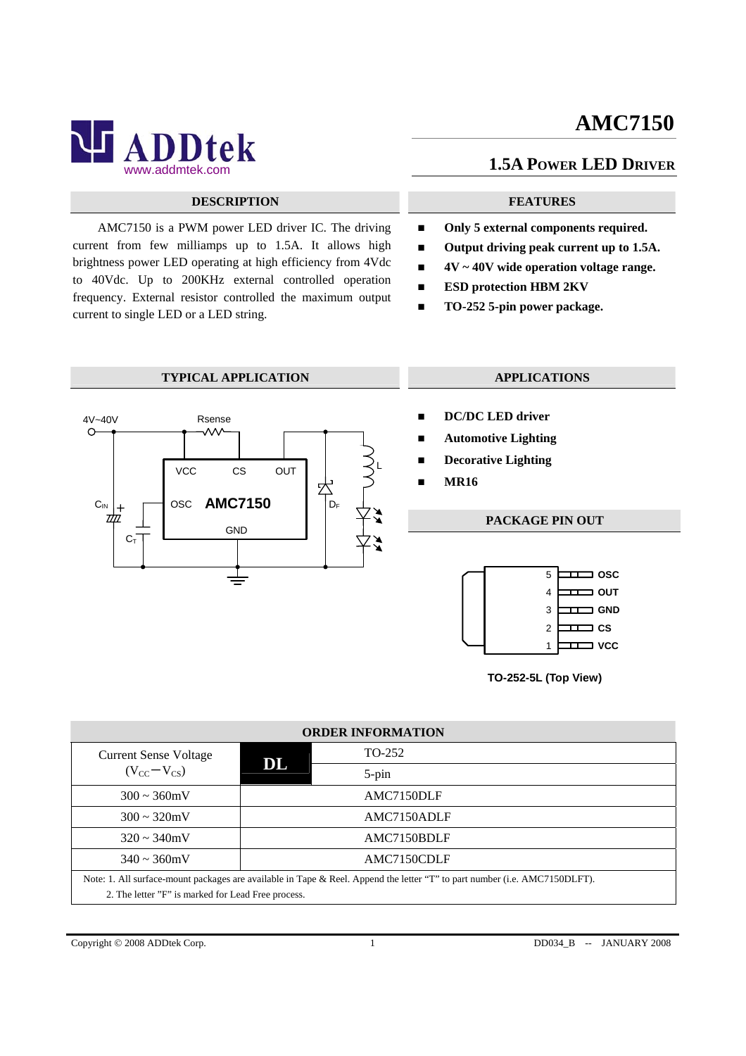# AMC7150

## 1.5A POWER LED DRIVER

### DESCRIPTION

AMC7150 is a PWM power LED driver IC. The driving current from few milliamps up to 1.5A. It allows high brightness power LED operating at high efficiency from 4Vdc to 40Vdc. Up to 200KHz external controlled operation frequency. External resistor controlled the maximum output current to single LED or a LED string.

### FEATURES

- **Only 5 external components required.**
- **Output driving peak current up to 1.5A.**
- **4V ~ 40V wide operation voltage range.**
- **ESD protection HBM 2KV**
- **TO-252 5-pin power package.**

### TYPICAL APPLICATION

4V~40V, Rsense, VCC, CS, OUT, L, $C_{IN}$, OSC, AMC7150, $D_F$, $C_T$, GND

### APPLICATIONS

- **DC/DC LED driver**
- **Automotive Lighting**
- **Decorative Lighting**
- **MR16**

### PACKAGE PIN OUT

| Pin | Name |
|---|---|
| 5 | OSC |
| 4 | OUT |
| 3 | GND |
| 2 | CS |
| 1 | VCC |

**TO-252-5L (Top View)**

### ORDER INFORMATION

| Current Sense Voltage ($V_{CC}-V_{CS}$) | DL: TO-252 5-pin |
|---|---|
| 300 ~ 360mV | AMC7150DLF |
| 300 ~ 320mV | AMC7150ADLF |
| 320 ~ 340mV | AMC7150BDLF |
| 340 ~ 360mV | AMC7150CDLF |

Note: 1. All surface-mount packages are available in Tape & Reel. Append the letter "T" to part number (i.e. AMC7150DLFT).
2. The letter "F" is marked for Lead Free process.

Copyright © 2008 ADDtek Corp. DD034_B -- JANUARY 2008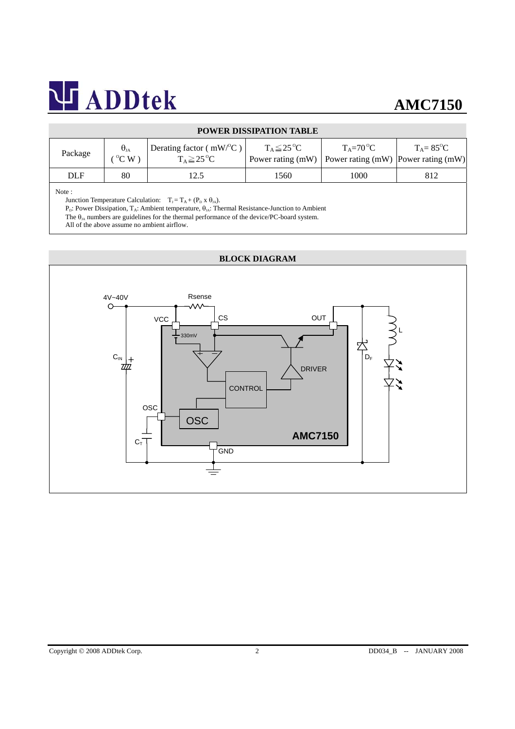## POWER DISSIPATION TABLE

| Package | $\theta_{JA}$ ( $^oC$ W ) | Derating factor ( mW/$^oC$ ) $T_A \geqq 25^oC$ | $T_A \leqq 25^oC$ Power rating (mW) | $T_A$=70$^oC$ Power rating (mW) | $T_A$= 85$^oC$ Power rating (mW) |
|---|---|---|---|---|---|
| DLF | 80 | 12.5 | 1560 | 1000 | 812 |

Note :

Junction Temperature Calculation: $T_J = T_A + (P_D \times \theta_{JA})$.

$P_D$: Power Dissipation, $T_A$: Ambient temperature, $\theta_{JA}$: Thermal Resistance-Junction to Ambient

The $\theta_{JA}$ numbers are guidelines for the thermal performance of the device/PC-board system.

All of the above assume no ambient airflow.

## BLOCK DIAGRAM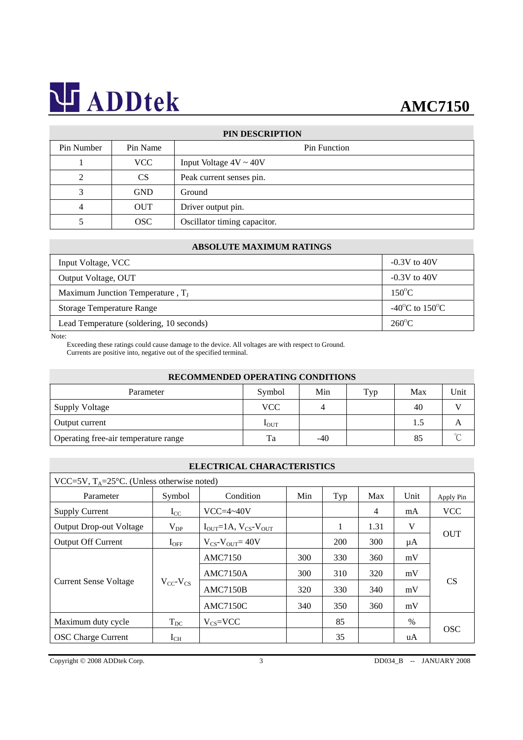## PIN DESCRIPTION

| Pin Number | Pin Name | Pin Function |
|---|---|---|
| 1 | VCC | Input Voltage 4V ~ 40V |
| 2 | CS | Peak current senses pin. |
| 3 | GND | Ground |
| 4 | OUT | Driver output pin. |
| 5 | OSC | Oscillator timing capacitor. |

## ABSOLUTE MAXIMUM RATINGS

| Parameter | Rating |
|---|---|
| Input Voltage, VCC | -0.3V to 40V |
| Output Voltage, OUT | -0.3V to 40V |
| Maximum Junction Temperature , $T_J$ | 150°C |
| Storage Temperature Range | -40°C to 150°C |
| Lead Temperature (soldering, 10 seconds) | 260°C |

Note:

Exceeding these ratings could cause damage to the device. All voltages are with respect to Ground.
Currents are positive into, negative out of the specified terminal.

## RECOMMENDED OPERATING CONDITIONS

| Parameter | Symbol | Min | Typ | Max | Unit |
|---|---|---|---|---|---|
| Supply Voltage | VCC | 4 | | 40 | V |
| Output current | $I_{OUT}$ | | | 1.5 | A |
| Operating free-air temperature range | Ta | -40 | | 85 | ℃ |

## ELECTRICAL CHARACTERISTICS

VCC=5V, $T_A$=25°C. (Unless otherwise noted)

| Parameter | Symbol | Condition | Min | Typ | Max | Unit | Apply Pin |
|---|---|---|---|---|---|---|---|
| Supply Current | $I_{CC}$ | VCC=4~40V | | | 4 | mA | VCC |
| Output Drop-out Voltage | $V_{DP}$ | $I_{OUT}$=1A, $V_{CS}$-$V_{OUT}$ | | 1 | 1.31 | V | OUT |
| Output Off Current | $I_{OFF}$ | $V_{CS}$-$V_{OUT}$= 40V | | 200 | 300 | μA | |
| Current Sense Voltage | $V_{CC}$-$V_{CS}$ | AMC7150 | 300 | 330 | 360 | mV | CS |
| | | AMC7150A | 300 | 310 | 320 | mV | |
| | | AMC7150B | 320 | 330 | 340 | mV | |
| | | AMC7150C | 340 | 350 | 360 | mV | |
| Maximum duty cycle | $T_{DC}$ | $V_{CS}$=VCC | | 85 | | % | OSC |
| OSC Charge Current | $I_{CH}$ | | | 35 | | uA | |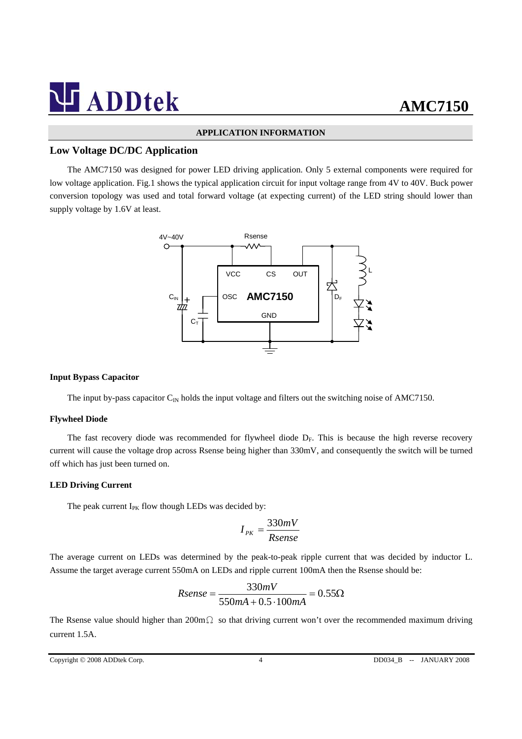## APPLICATION INFORMATION

## Low Voltage DC/DC Application

The AMC7150 was designed for power LED driving application. Only 5 external components were required for low voltage application. Fig.1 shows the typical application circuit for input voltage range from 4V to 40V. Buck power conversion topology was used and total forward voltage (at expecting current) of the LED string should lower than supply voltage by 1.6V at least.

### Input Bypass Capacitor

The input by-pass capacitor $C_{IN}$ holds the input voltage and filters out the switching noise of AMC7150.

### Flywheel Diode

The fast recovery diode was recommended for flywheel diode $D_F$. This is because the high reverse recovery current will cause the voltage drop across Rsense being higher than 330mV, and consequently the switch will be turned off which has just been turned on.

### LED Driving Current

The peak current $I_{PK}$ flow though LEDs was decided by:

$$I_{PK} = \frac{330mV}{Rsense}$$

The average current on LEDs was determined by the peak-to-peak ripple current that was decided by inductor L. Assume the target average current 550mA on LEDs and ripple current 100mA then the Rsense should be:

$$Rsense = \frac{330mV}{550mA + 0.5 \cdot 100mA} = 0.55\Omega$$

The Rsense value should higher than 200m$\Omega$ so that driving current won't over the recommended maximum driving current 1.5A.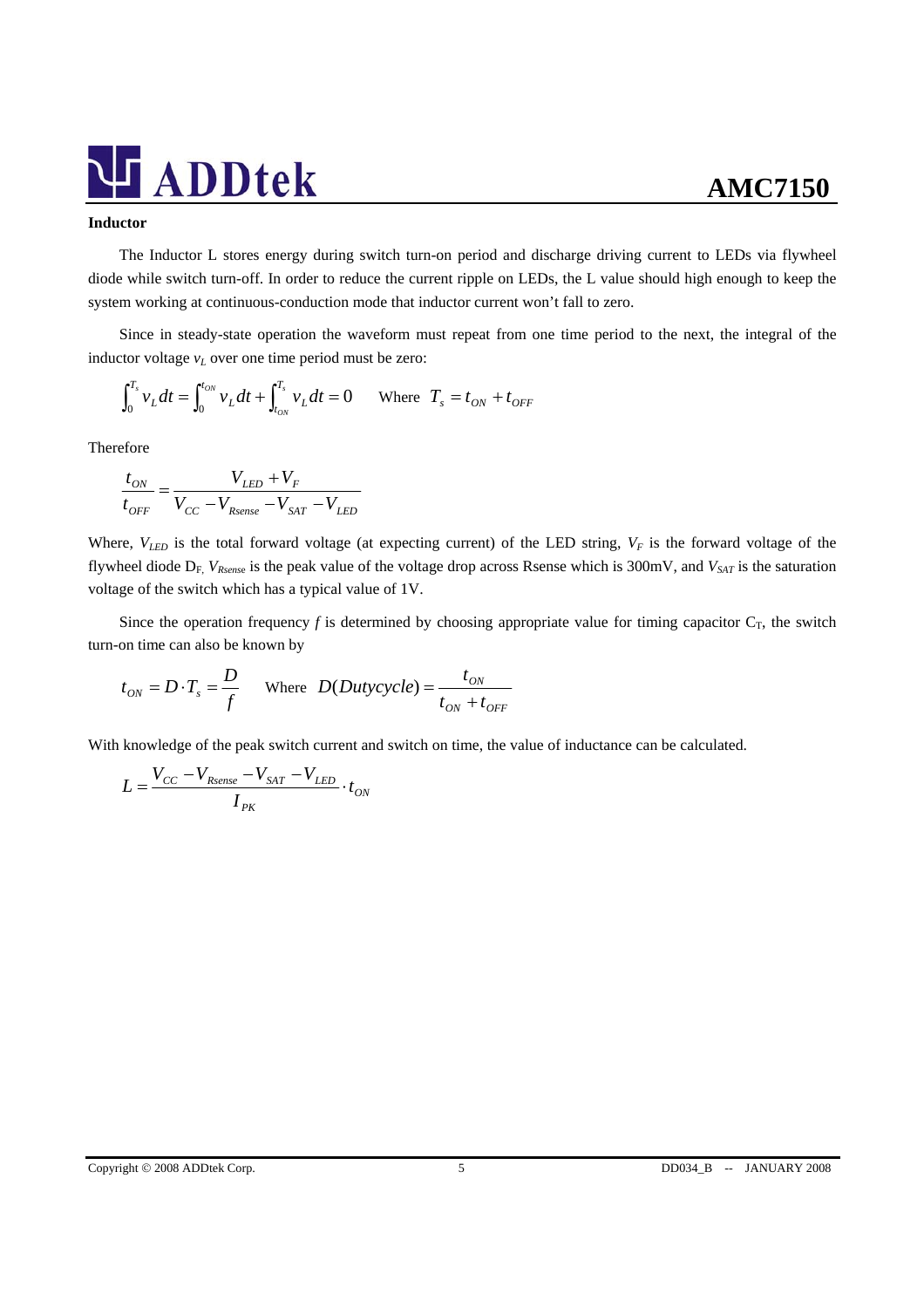### Inductor

The Inductor L stores energy during switch turn-on period and discharge driving current to LEDs via flywheel diode while switch turn-off. In order to reduce the current ripple on LEDs, the L value should high enough to keep the system working at continuous-conduction mode that inductor current won't fall to zero.

Since in steady-state operation the waveform must repeat from one time period to the next, the integral of the inductor voltage $v_L$ over one time period must be zero:

$$\int_0^{T_s} v_L dt = \int_0^{t_{ON}} v_L dt + \int_{t_{ON}}^{T_s} v_L dt = 0 \qquad \text{Where } T_s = t_{ON} + t_{OFF}$$

Therefore

$$\frac{t_{ON}}{t_{OFF}} = \frac{V_{LED} + V_F}{V_{CC} - V_{Rsense} - V_{SAT} - V_{LED}}$$

Where, $V_{LED}$ is the total forward voltage (at expecting current) of the LED string, $V_F$ is the forward voltage of the flywheel diode $D_F$, $V_{Rsense}$ is the peak value of the voltage drop across Rsense which is 300mV, and $V_{SAT}$ is the saturation voltage of the switch which has a typical value of 1V.

Since the operation frequency $f$ is determined by choosing appropriate value for timing capacitor $C_T$, the switch turn-on time can also be known by

$$t_{ON} = D \cdot T_s = \frac{D}{f} \qquad \text{Where } D(Dutycycle) = \frac{t_{ON}}{t_{ON} + t_{OFF}}$$

With knowledge of the peak switch current and switch on time, the value of inductance can be calculated.

$$L = \frac{V_{CC} - V_{Rsense} - V_{SAT} - V_{LED}}{I_{PK}} \cdot t_{ON}$$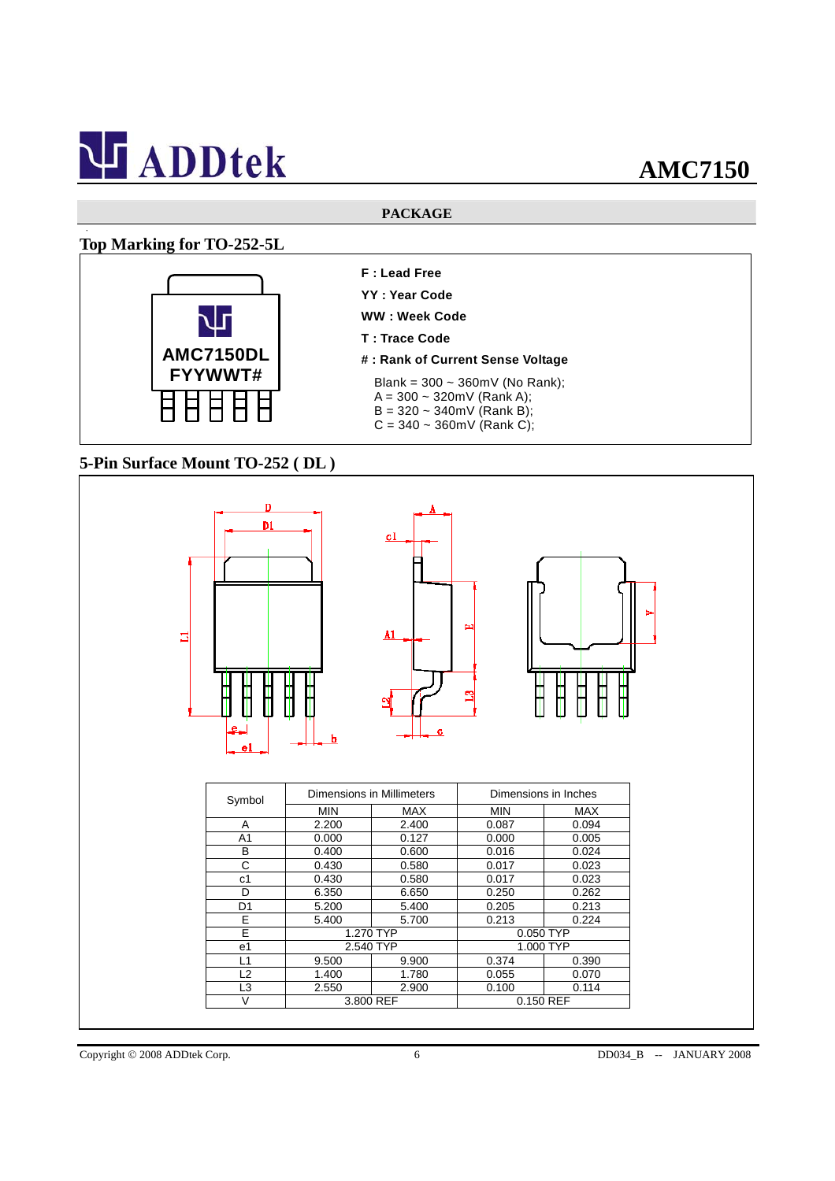## PACKAGE

### Top Marking for TO-252-5L

AMC7150DL
FYYWWT#

**F : Lead Free**

**YY : Year Code**

**WW : Week Code**

**T : Trace Code**

**# : Rank of Current Sense Voltage**

Blank = 300 ~ 360mV (No Rank);
A = 300 ~ 320mV (Rank A);
B = 320 ~ 340mV (Rank B);
C = 340 ~ 360mV (Rank C);

### 5-Pin Surface Mount TO-252 ( DL )

| Symbol | Dimensions in Millimeters | | Dimensions in Inches | |
|---|---|---|---|---|
| | MIN | MAX | MIN | MAX |
| A | 2.200 | 2.400 | 0.087 | 0.094 |
| A1 | 0.000 | 0.127 | 0.000 | 0.005 |
| B | 0.400 | 0.600 | 0.016 | 0.024 |
| C | 0.430 | 0.580 | 0.017 | 0.023 |
| c1 | 0.430 | 0.580 | 0.017 | 0.023 |
| D | 6.350 | 6.650 | 0.250 | 0.262 |
| D1 | 5.200 | 5.400 | 0.205 | 0.213 |
| E | 5.400 | 5.700 | 0.213 | 0.224 |
| E | 1.270 TYP | | 0.050 TYP | |
| e1 | 2.540 TYP | | 1.000 TYP | |
| L1 | 9.500 | 9.900 | 0.374 | 0.390 |
| L2 | 1.400 | 1.780 | 0.055 | 0.070 |
| L3 | 2.550 | 2.900 | 0.100 | 0.114 |
| V | 3.800 REF | | 0.150 REF | |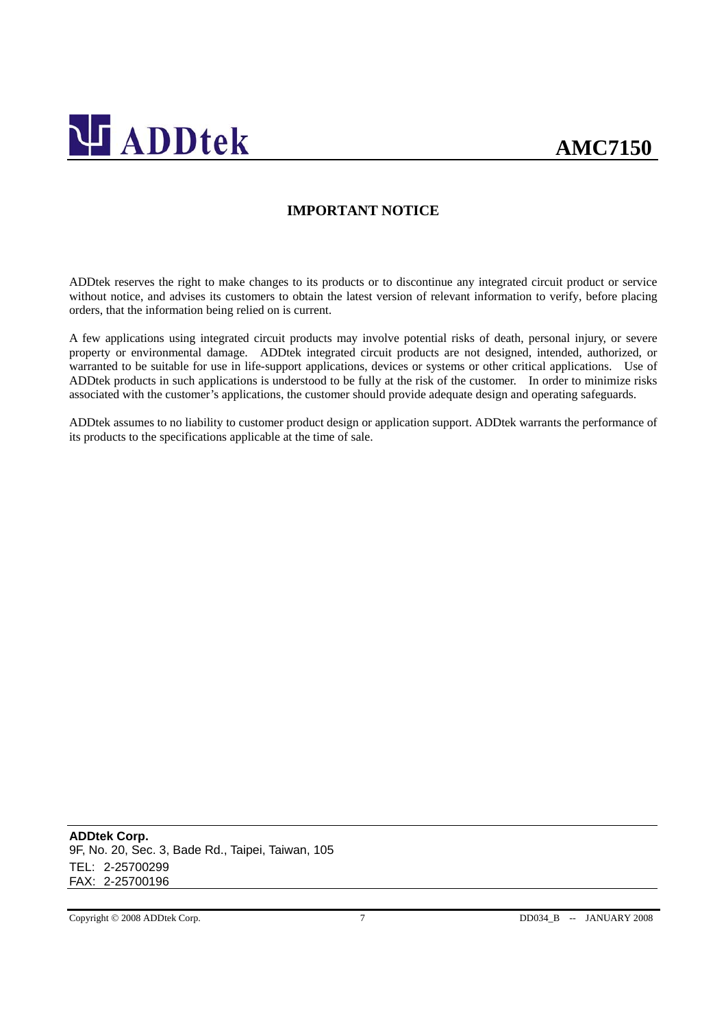## IMPORTANT NOTICE

ADDtek reserves the right to make changes to its products or to discontinue any integrated circuit product or service without notice, and advises its customers to obtain the latest version of relevant information to verify, before placing orders, that the information being relied on is current.

A few applications using integrated circuit products may involve potential risks of death, personal injury, or severe property or environmental damage. ADDtek integrated circuit products are not designed, intended, authorized, or warranted to be suitable for use in life-support applications, devices or systems or other critical applications. Use of ADDtek products in such applications is understood to be fully at the risk of the customer. In order to minimize risks associated with the customer's applications, the customer should provide adequate design and operating safeguards.

ADDtek assumes to no liability to customer product design or application support. ADDtek warrants the performance of its products to the specifications applicable at the time of sale.

**ADDtek Corp.**
9F, No. 20, Sec. 3, Bade Rd., Taipei, Taiwan, 105
TEL: 2-25700299
FAX: 2-25700196